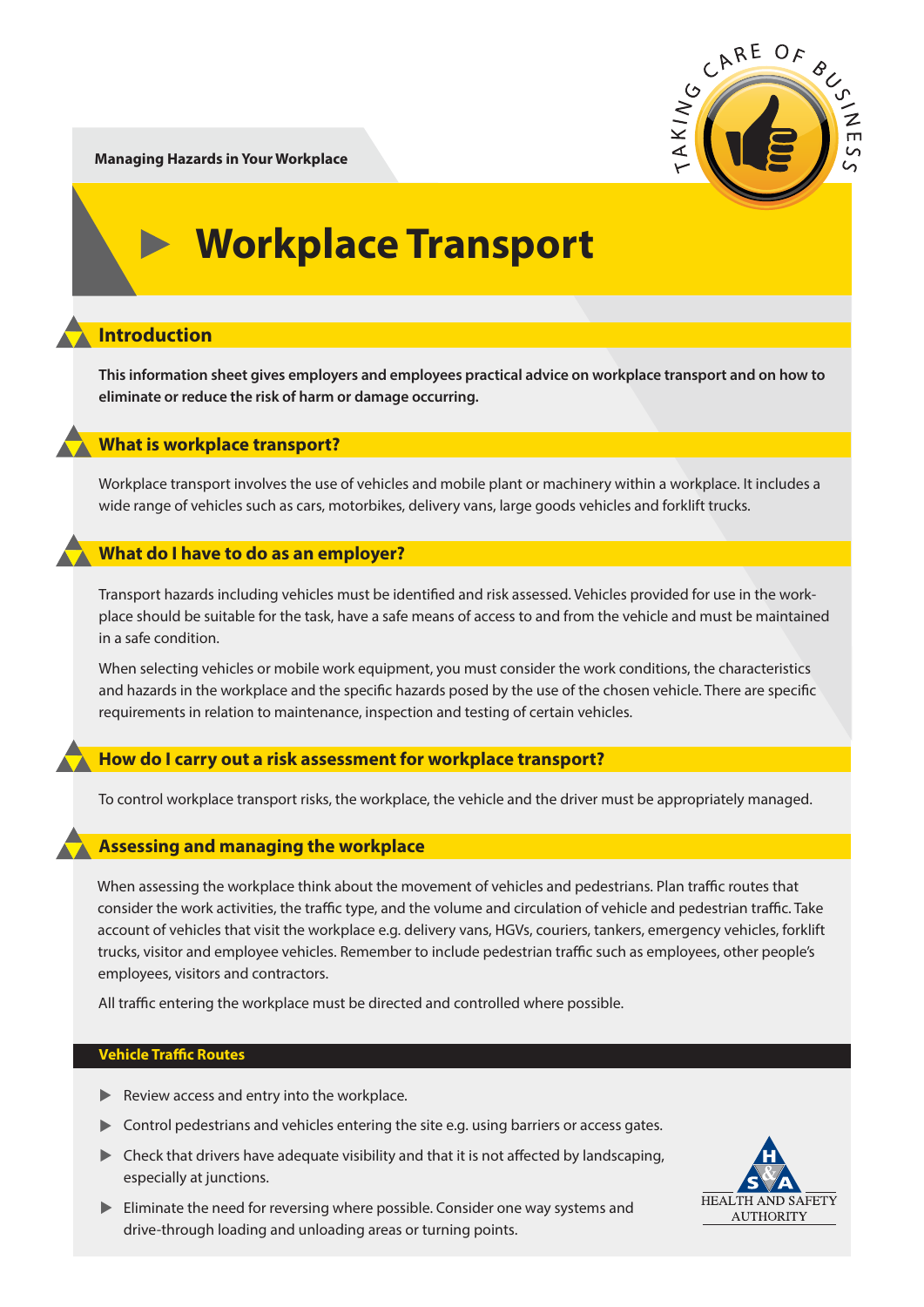Managing Hazards in Your Workplace

# Workplace Transport

## Introduction

**This information sheet gives employers and employees practical advice on workplace transport and on how to eliminate or reduce the risk of harm or damage occurring.**

## What is workplace transport?

Workplace transport involves the use of vehicles and mobile plant or machinery within a workplace. It includes a wide range of vehicles such as cars, motorbikes, delivery vans, large goods vehicles and forklift trucks.

## What do I have to do as an employer?

Transport hazards including vehicles must be identified and risk assessed. Vehicles provided for use in the workplace should be suitable for the task, have a safe means of access to and from the vehicle and must be maintained in a safe condition.

When selecting vehicles or mobile work equipment, you must consider the work conditions, the characteristics and hazards in the workplace and the specific hazards posed by the use of the chosen vehicle. There are specific requirements in relation to maintenance, inspection and testing of certain vehicles.

## How do I carry out a risk assessment for workplace transport?

To control workplace transport risks, the workplace, the vehicle and the driver must be appropriately managed.

## Assessing and managing the workplace

When assessing the workplace think about the movement of vehicles and pedestrians. Plan traffic routes that consider the work activities, the traffic type, and the volume and circulation of vehicle and pedestrian traffic. Take account of vehicles that visit the workplace e.g. delivery vans, HGVs, couriers, tankers, emergency vehicles, forklift trucks, visitor and employee vehicles. Remember to include pedestrian traffic such as employees, other people's employees, visitors and contractors.

All traffic entering the workplace must be directed and controlled where possible.

### Vehicle Traffic Routes

- Review access and entry into the workplace.
- Control pedestrians and vehicles entering the site e.g. using barriers or access gates.
- Check that drivers have adequate visibility and that it is not affected by landscaping, especially at junctions.
- Eliminate the need for reversing where possible. Consider one way systems and drive-through loading and unloading areas or turning points.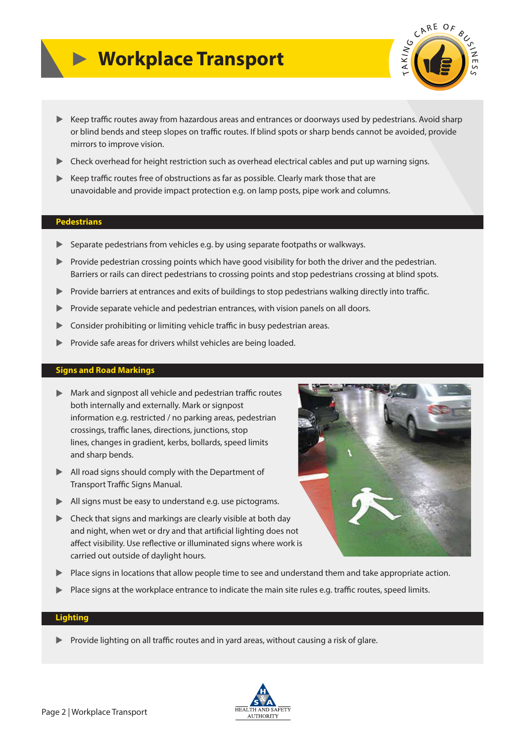# Workplace Transport

- Keep traffic routes away from hazardous areas and entrances or doorways used by pedestrians. Avoid sharp or blind bends and steep slopes on traffic routes. If blind spots or sharp bends cannot be avoided, provide mirrors to improve vision.
- Check overhead for height restriction such as overhead electrical cables and put up warning signs.
- Keep traffic routes free of obstructions as far as possible. Clearly mark those that are unavoidable and provide impact protection e.g. on lamp posts, pipe work and columns.

## Pedestrians

- Separate pedestrians from vehicles e.g. by using separate footpaths or walkways.
- Provide pedestrian crossing points which have good visibility for both the driver and the pedestrian. Barriers or rails can direct pedestrians to crossing points and stop pedestrians crossing at blind spots.
- Provide barriers at entrances and exits of buildings to stop pedestrians walking directly into traffic.
- Provide separate vehicle and pedestrian entrances, with vision panels on all doors.
- Consider prohibiting or limiting vehicle traffic in busy pedestrian areas.
- Provide safe areas for drivers whilst vehicles are being loaded.

## Signs and Road Markings

- Mark and signpost all vehicle and pedestrian traffic routes both internally and externally. Mark or signpost information e.g. restricted / no parking areas, pedestrian crossings, traffic lanes, directions, junctions, stop lines, changes in gradient, kerbs, bollards, speed limits and sharp bends.
- All road signs should comply with the Department of Transport Traffic Signs Manual.
- All signs must be easy to understand e.g. use pictograms.
- Check that signs and markings are clearly visible at both day and night, when wet or dry and that artificial lighting does not affect visibility. Use reflective or illuminated signs where work is carried out outside of daylight hours.
- Place signs in locations that allow people time to see and understand them and take appropriate action.
- Place signs at the workplace entrance to indicate the main site rules e.g. traffic routes, speed limits.

## Lighting

- Provide lighting on all traffic routes and in yard areas, without causing a risk of glare.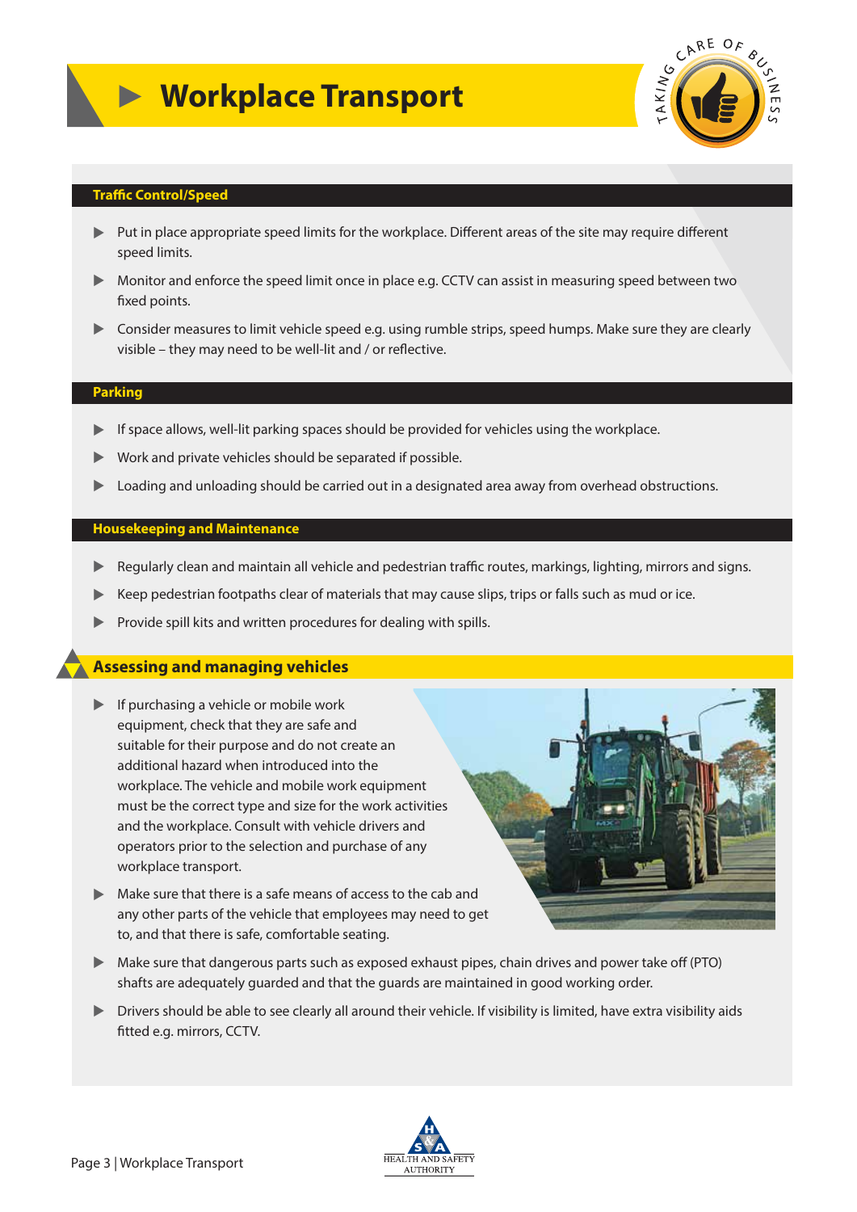# Workplace Transport

## Traffic Control/Speed

- Put in place appropriate speed limits for the workplace. Different areas of the site may require different speed limits.
- Monitor and enforce the speed limit once in place e.g. CCTV can assist in measuring speed between two fixed points.
- Consider measures to limit vehicle speed e.g. using rumble strips, speed humps. Make sure they are clearly visible – they may need to be well-lit and / or reflective.

## Parking

- If space allows, well-lit parking spaces should be provided for vehicles using the workplace.
- Work and private vehicles should be separated if possible.
- Loading and unloading should be carried out in a designated area away from overhead obstructions.

## Housekeeping and Maintenance

- Regularly clean and maintain all vehicle and pedestrian traffic routes, markings, lighting, mirrors and signs.
- Keep pedestrian footpaths clear of materials that may cause slips, trips or falls such as mud or ice.
- Provide spill kits and written procedures for dealing with spills.

## Assessing and managing vehicles

- If purchasing a vehicle or mobile work equipment, check that they are safe and suitable for their purpose and do not create an additional hazard when introduced into the workplace. The vehicle and mobile work equipment must be the correct type and size for the work activities and the workplace. Consult with vehicle drivers and operators prior to the selection and purchase of any workplace transport.
- Make sure that there is a safe means of access to the cab and any other parts of the vehicle that employees may need to get to, and that there is safe, comfortable seating.
- Make sure that dangerous parts such as exposed exhaust pipes, chain drives and power take off (PTO) shafts are adequately guarded and that the guards are maintained in good working order.
- Drivers should be able to see clearly all around their vehicle. If visibility is limited, have extra visibility aids fitted e.g. mirrors, CCTV.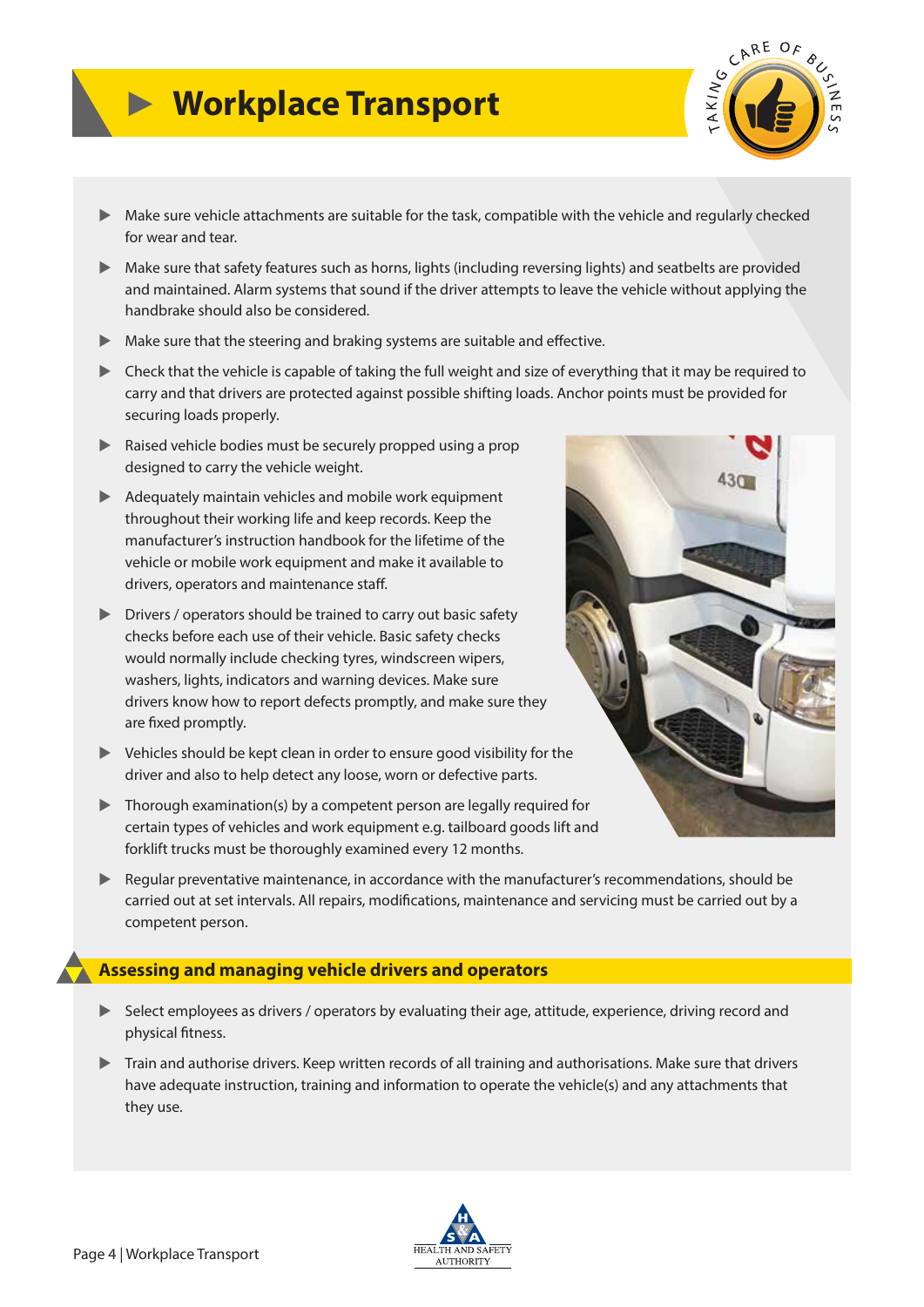# Workplace Transport

- Make sure vehicle attachments are suitable for the task, compatible with the vehicle and regularly checked for wear and tear.
- Make sure that safety features such as horns, lights (including reversing lights) and seatbelts are provided and maintained. Alarm systems that sound if the driver attempts to leave the vehicle without applying the handbrake should also be considered.
- Make sure that the steering and braking systems are suitable and effective.
- Check that the vehicle is capable of taking the full weight and size of everything that it may be required to carry and that drivers are protected against possible shifting loads. Anchor points must be provided for securing loads properly.
- Raised vehicle bodies must be securely propped using a prop designed to carry the vehicle weight.
- Adequately maintain vehicles and mobile work equipment throughout their working life and keep records. Keep the manufacturer's instruction handbook for the lifetime of the vehicle or mobile work equipment and make it available to drivers, operators and maintenance staff.
- Drivers / operators should be trained to carry out basic safety checks before each use of their vehicle. Basic safety checks would normally include checking tyres, windscreen wipers, washers, lights, indicators and warning devices. Make sure drivers know how to report defects promptly, and make sure they are fixed promptly.
- Vehicles should be kept clean in order to ensure good visibility for the driver and also to help detect any loose, worn or defective parts.
- Thorough examination(s) by a competent person are legally required for certain types of vehicles and work equipment e.g. tailboard goods lift and forklift trucks must be thoroughly examined every 12 months.
- Regular preventative maintenance, in accordance with the manufacturer's recommendations, should be carried out at set intervals. All repairs, modifications, maintenance and servicing must be carried out by a competent person.

## Assessing and managing vehicle drivers and operators

- Select employees as drivers / operators by evaluating their age, attitude, experience, driving record and physical fitness.
- Train and authorise drivers. Keep written records of all training and authorisations. Make sure that drivers have adequate instruction, training and information to operate the vehicle(s) and any attachments that they use.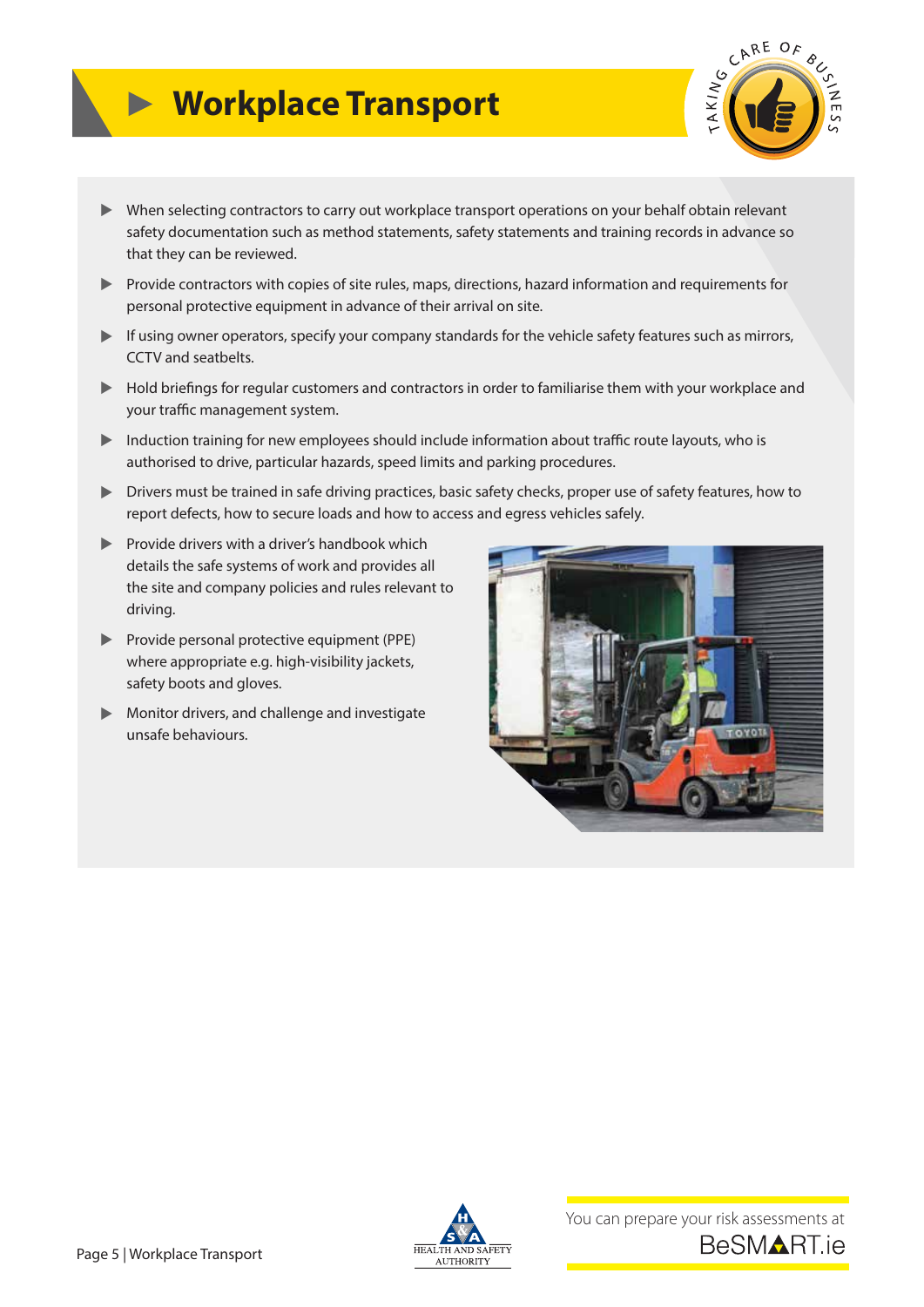# Workplace Transport

- When selecting contractors to carry out workplace transport operations on your behalf obtain relevant safety documentation such as method statements, safety statements and training records in advance so that they can be reviewed.
- Provide contractors with copies of site rules, maps, directions, hazard information and requirements for personal protective equipment in advance of their arrival on site.
- If using owner operators, specify your company standards for the vehicle safety features such as mirrors, CCTV and seatbelts.
- Hold briefings for regular customers and contractors in order to familiarise them with your workplace and your traffic management system.
- Induction training for new employees should include information about traffic route layouts, who is authorised to drive, particular hazards, speed limits and parking procedures.
- Drivers must be trained in safe driving practices, basic safety checks, proper use of safety features, how to report defects, how to secure loads and how to access and egress vehicles safely.
- Provide drivers with a driver's handbook which details the safe systems of work and provides all the site and company policies and rules relevant to driving.
- Provide personal protective equipment (PPE) where appropriate e.g. high-visibility jackets, safety boots and gloves.
- Monitor drivers, and challenge and investigate unsafe behaviours.

You can prepare your risk assessments at BeSMART.ie